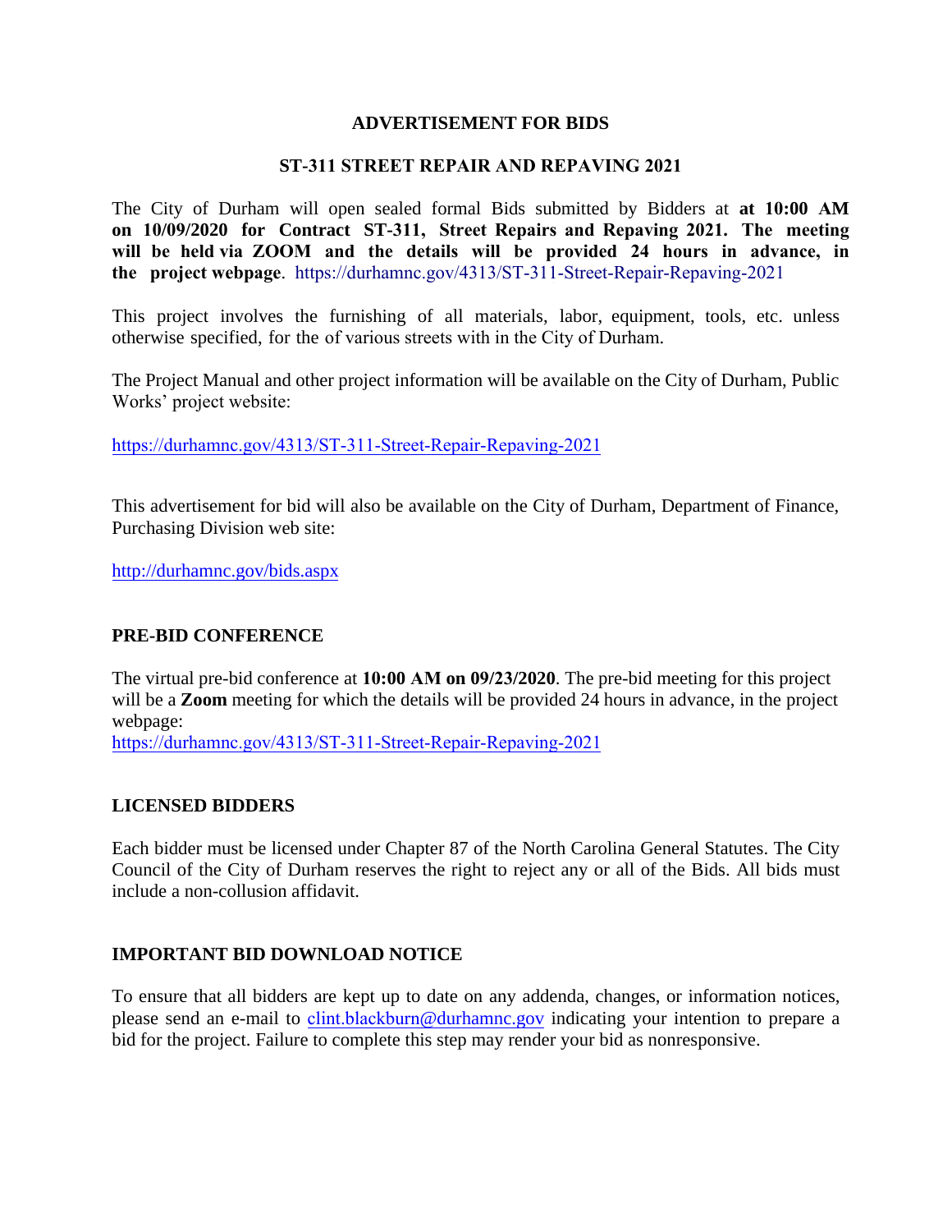## ADVERTISEMENT FOR BIDS

## ST-311 STREET REPAIR AND REPAVING 2021

The City of Durham will open sealed formal Bids submitted by Bidders at **at 10:00 AM on 10/09/2020 for Contract ST-311, Street Repairs and Repaving 2021. The meeting will be held via ZOOM and the details will be provided 24 hours in advance, in the project webpage**. https://durhamnc.gov/4313/ST-311-Street-Repair-Repaving-2021

This project involves the furnishing of all materials, labor, equipment, tools, etc. unless otherwise specified, for the of various streets with in the City of Durham.

The Project Manual and other project information will be available on the City of Durham, Public Works' project website:

https://durhamnc.gov/4313/ST-311-Street-Repair-Repaving-2021

This advertisement for bid will also be available on the City of Durham, Department of Finance, Purchasing Division web site:

http://durhamnc.gov/bids.aspx

### PRE-BID CONFERENCE

The virtual pre-bid conference at **10:00 AM on 09/23/2020**. The pre-bid meeting for this project will be a **Zoom** meeting for which the details will be provided 24 hours in advance, in the project webpage:
https://durhamnc.gov/4313/ST-311-Street-Repair-Repaving-2021

### LICENSED BIDDERS

Each bidder must be licensed under Chapter 87 of the North Carolina General Statutes. The City Council of the City of Durham reserves the right to reject any or all of the Bids. All bids must include a non-collusion affidavit.

### IMPORTANT BID DOWNLOAD NOTICE

To ensure that all bidders are kept up to date on any addenda, changes, or information notices, please send an e-mail to clint.blackburn@durhamnc.gov indicating your intention to prepare a bid for the project. Failure to complete this step may render your bid as nonresponsive.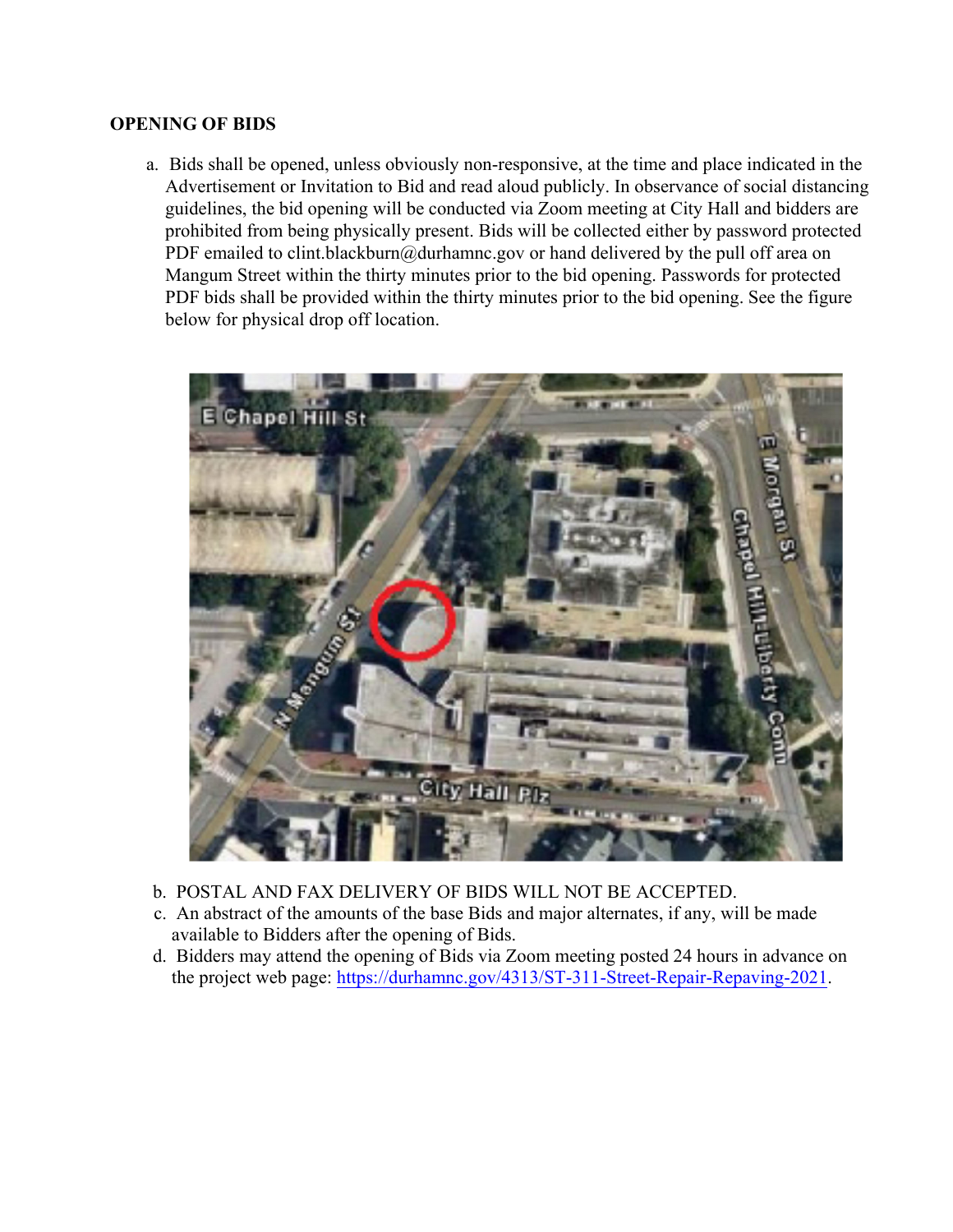**OPENING OF BIDS**

a. Bids shall be opened, unless obviously non-responsive, at the time and place indicated in the Advertisement or Invitation to Bid and read aloud publicly. In observance of social distancing guidelines, the bid opening will be conducted via Zoom meeting at City Hall and bidders are prohibited from being physically present. Bids will be collected either by password protected PDF emailed to clint.blackburn@durhamnc.gov or hand delivered by the pull off area on Mangum Street within the thirty minutes prior to the bid opening. Passwords for protected PDF bids shall be provided within the thirty minutes prior to the bid opening. See the figure below for physical drop off location.

E Chapel Hill St

E Morgan St

Chapel Hill-Liberty Conn

N Mangum St

City Hall Plz

b. POSTAL AND FAX DELIVERY OF BIDS WILL NOT BE ACCEPTED.

c. An abstract of the amounts of the base Bids and major alternates, if any, will be made available to Bidders after the opening of Bids.

d. Bidders may attend the opening of Bids via Zoom meeting posted 24 hours in advance on the project web page: https://durhamnc.gov/4313/ST-311-Street-Repair-Repaving-2021.